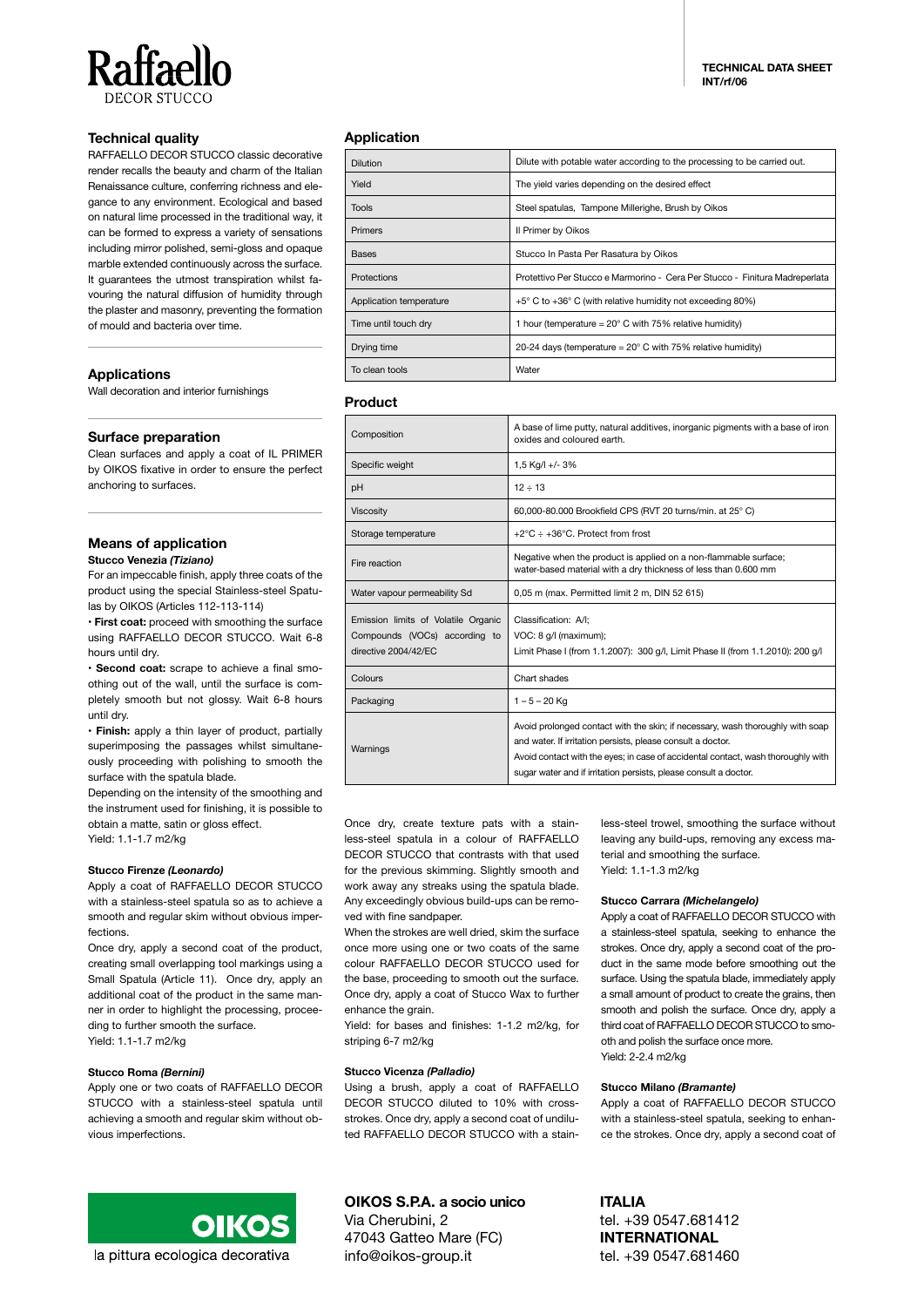# Raffaello DECOR STUCCO

**TECHNICAL DATA SHEET**
**INT/rf/06**

## Technical quality

RAFFAELLO DECOR STUCCO classic decorative render recalls the beauty and charm of the Italian Renaissance culture, conferring richness and elegance to any environment. Ecological and based on natural lime processed in the traditional way, it can be formed to express a variety of sensations including mirror polished, semi-gloss and opaque marble extended continuously across the surface. It guarantees the utmost transpiration whilst favouring the natural diffusion of humidity through the plaster and masonry, preventing the formation of mould and bacteria over time.

## Applications

Wall decoration and interior furnishings

## Surface preparation

Clean surfaces and apply a coat of IL PRIMER by OIKOS fixative in order to ensure the perfect anchoring to surfaces.

## Means of application

### Stucco Venezia *(Tiziano)*

For an impeccable finish, apply three coats of the product using the special Stainless-steel Spatulas by OIKOS (Articles 112-113-114)

• **First coat:** proceed with smoothing the surface using RAFFAELLO DECOR STUCCO. Wait 6-8 hours until dry.

• **Second coat:** scrape to achieve a final smoothing out of the wall, until the surface is completely smooth but not glossy. Wait 6-8 hours until dry.

• **Finish:** apply a thin layer of product, partially superimposing the passages whilst simultaneously proceeding with polishing to smooth the surface with the spatula blade.

Depending on the intensity of the smoothing and the instrument used for finishing, it is possible to obtain a matte, satin or gloss effect.
Yield: 1.1-1.7 m2/kg

### Stucco Firenze *(Leonardo)*

Apply a coat of RAFFAELLO DECOR STUCCO with a stainless-steel spatula so as to achieve a smooth and regular skim without obvious imperfections.

Once dry, apply a second coat of the product, creating small overlapping tool markings using a Small Spatula (Article 11). Once dry, apply an additional coat of the product in the same manner in order to highlight the processing, proceeding to further smooth the surface.
Yield: 1.1-1.7 m2/kg

### Stucco Roma *(Bernini)*

Apply one or two coats of RAFFAELLO DECOR STUCCO with a stainless-steel spatula until achieving a smooth and regular skim without obvious imperfections.

Once dry, create texture pats with a stainless-steel spatula in a colour of RAFFAELLO DECOR STUCCO that contrasts with that used for the previous skimming. Slightly smooth and work away any streaks using the spatula blade. Any exceedingly obvious build-ups can be removed with fine sandpaper.

When the strokes are well dried, skim the surface once more using one or two coats of the same colour RAFFAELLO DECOR STUCCO used for the base, proceeding to smooth out the surface. Once dry, apply a coat of Stucco Wax to further enhance the grain.

Yield: for bases and finishes: 1-1.2 m2/kg, for striping 6-7 m2/kg

### Stucco Vicenza *(Palladio)*

Using a brush, apply a coat of RAFFAELLO DECOR STUCCO diluted to 10% with cross-strokes. Once dry, apply a second coat of undiluted RAFFAELLO DECOR STUCCO with a stainless-steel trowel, smoothing the surface without leaving any build-ups, removing any excess material and smoothing the surface.
Yield: 1.1-1.3 m2/kg

### Stucco Carrara *(Michelangelo)*

Apply a coat of RAFFAELLO DECOR STUCCO with a stainless-steel spatula, seeking to enhance the strokes. Once dry, apply a second coat of the product in the same mode before smoothing out the surface. Using the spatula blade, immediately apply a small amount of product to create the grains, then smooth and polish the surface. Once dry, apply a third coat of RAFFAELLO DECOR STUCCO to smooth and polish the surface once more.
Yield: 2-2.4 m2/kg

### Stucco Milano *(Bramante)*

Apply a coat of RAFFAELLO DECOR STUCCO with a stainless-steel spatula, seeking to enhance the strokes. Once dry, apply a second coat of

## Application

| | |
|---|---|
| Dilution | Dilute with potable water according to the processing to be carried out. |
| Yield | The yield varies depending on the desired effect |
| Tools | Steel spatulas, Tampone Millerighe, Brush by Oikos |
| Primers | Il Primer by Oikos |
| Bases | Stucco In Pasta Per Rasatura by Oikos |
| Protections | Protettivo Per Stucco e Marmorino - Cera Per Stucco - Finitura Madreperlata |
| Application temperature | +5° C to +36° C (with relative humidity not exceeding 80%) |
| Time until touch dry | 1 hour (temperature = 20° C with 75% relative humidity) |
| Drying time | 20-24 days (temperature = 20° C with 75% relative humidity) |
| To clean tools | Water |

## Product

| | |
|---|---|
| Composition | A base of lime putty, natural additives, inorganic pigments with a base of iron oxides and coloured earth. |
| Specific weight | 1,5 Kg/l +/- 3% |
| pH | 12 ÷ 13 |
| Viscosity | 60,000-80.000 Brookfield CPS (RVT 20 turns/min. at 25° C) |
| Storage temperature | +2°C ÷ +36°C. Protect from frost |
| Fire reaction | Negative when the product is applied on a non-flammable surface; water-based material with a dry thickness of less than 0.600 mm |
| Water vapour permeability Sd | 0,05 m (max. Permitted limit 2 m, DIN 52 615) |
| Emission limits of Volatile Organic Compounds (VOCs) according to directive 2004/42/EC | Classification: A/l; VOC: 8 g/l (maximum); Limit Phase I (from 1.1.2007): 300 g/l, Limit Phase II (from 1.1.2010): 200 g/l |
| Colours | Chart shades |
| Packaging | 1 – 5 – 20 Kg |
| Warnings | Avoid prolonged contact with the skin; if necessary, wash thoroughly with soap and water. If irritation persists, please consult a doctor. Avoid contact with the eyes; in case of accidental contact, wash thoroughly with sugar water and if irritation persists, please consult a doctor. |

OIKOS la pittura ecologica decorativa

**OIKOS S.P.A. a socio unico**
Via Cherubini, 2
47043 Gatteo Mare (FC)
info@oikos-group.it

**ITALIA**
tel. +39 0547.681412
**INTERNATIONAL**
tel. +39 0547.681460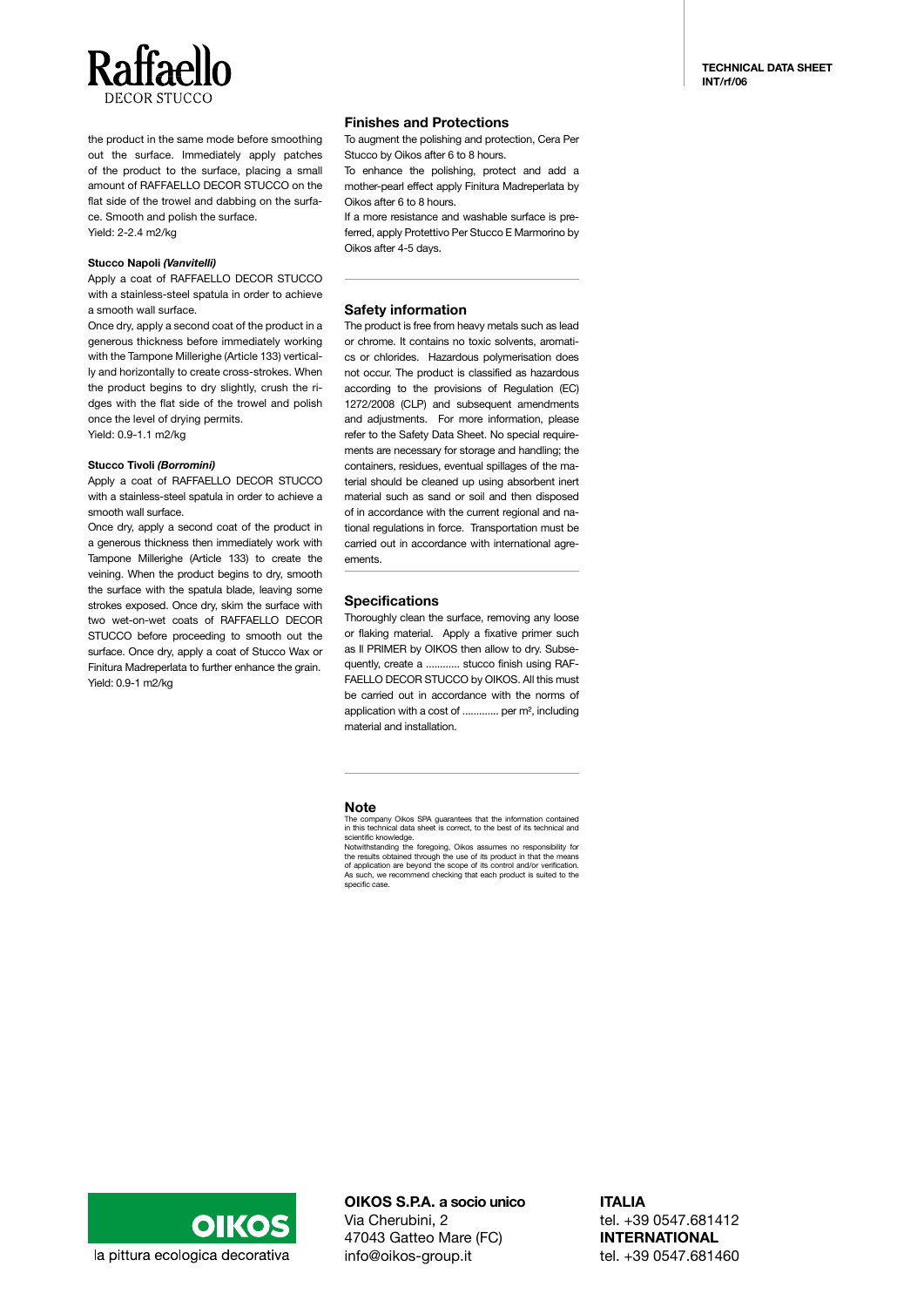the product in the same mode before smoothing out the surface. Immediately apply patches of the product to the surface, placing a small amount of RAFFAELLO DECOR STUCCO on the flat side of the trowel and dabbing on the surface. Smooth and polish the surface.
Yield: 2-2.4 m2/kg

**Stucco Napoli *(Vanvitelli)***

Apply a coat of RAFFAELLO DECOR STUCCO with a stainless-steel spatula in order to achieve a smooth wall surface.

Once dry, apply a second coat of the product in a generous thickness before immediately working with the Tampone Millerighe (Article 133) vertically and horizontally to create cross-strokes. When the product begins to dry slightly, crush the ridges with the flat side of the trowel and polish once the level of drying permits.
Yield: 0.9-1.1 m2/kg

**Stucco Tivoli *(Borromini)***

Apply a coat of RAFFAELLO DECOR STUCCO with a stainless-steel spatula in order to achieve a smooth wall surface.

Once dry, apply a second coat of the product in a generous thickness then immediately work with Tampone Millerighe (Article 133) to create the veining. When the product begins to dry, smooth the surface with the spatula blade, leaving some strokes exposed. Once dry, skim the surface with two wet-on-wet coats of RAFFAELLO DECOR STUCCO before proceeding to smooth out the surface. Once dry, apply a coat of Stucco Wax or Finitura Madreperlata to further enhance the grain.
Yield: 0.9-1 m2/kg

## Finishes and Protections

To augment the polishing and protection, Cera Per Stucco by Oikos after 6 to 8 hours.

To enhance the polishing, protect and add a mother-pearl effect apply Finitura Madreperlata by Oikos after 6 to 8 hours.

If a more resistance and washable surface is preferred, apply Protettivo Per Stucco E Marmorino by Oikos after 4-5 days.

## Safety information

The product is free from heavy metals such as lead or chrome. It contains no toxic solvents, aromatics or chlorides. Hazardous polymerisation does not occur. The product is classified as hazardous according to the provisions of Regulation (EC) 1272/2008 (CLP) and subsequent amendments and adjustments. For more information, please refer to the Safety Data Sheet. No special requirements are necessary for storage and handling; the containers, residues, eventual spillages of the material should be cleaned up using absorbent inert material such as sand or soil and then disposed of in accordance with the current regional and national regulations in force. Transportation must be carried out in accordance with international agreements.

## Specifications

Thoroughly clean the surface, removing any loose or flaking material. Apply a fixative primer such as Il PRIMER by OIKOS then allow to dry. Subsequently, create a ............ stucco finish using RAFFAELLO DECOR STUCCO by OIKOS. All this must be carried out in accordance with the norms of application with a cost of ............ per m², including material and installation.

## Note

The company Oikos SPA guarantees that the information contained in this technical data sheet is correct, to the best of its technical and scientific knowledge.
Notwithstanding the foregoing, Oikos assumes no responsibility for the results obtained through the use of its product in that the means of application are beyond the scope of its control and/or verification. As such, we recommend checking that each product is suited to the specific case.

OIKOS
la pittura ecologica decorativa

**OIKOS S.P.A. a socio unico**
Via Cherubini, 2
47043 Gatteo Mare (FC)
info@oikos-group.it

**ITALIA**
tel. +39 0547.681412
**INTERNATIONAL**
tel. +39 0547.681460